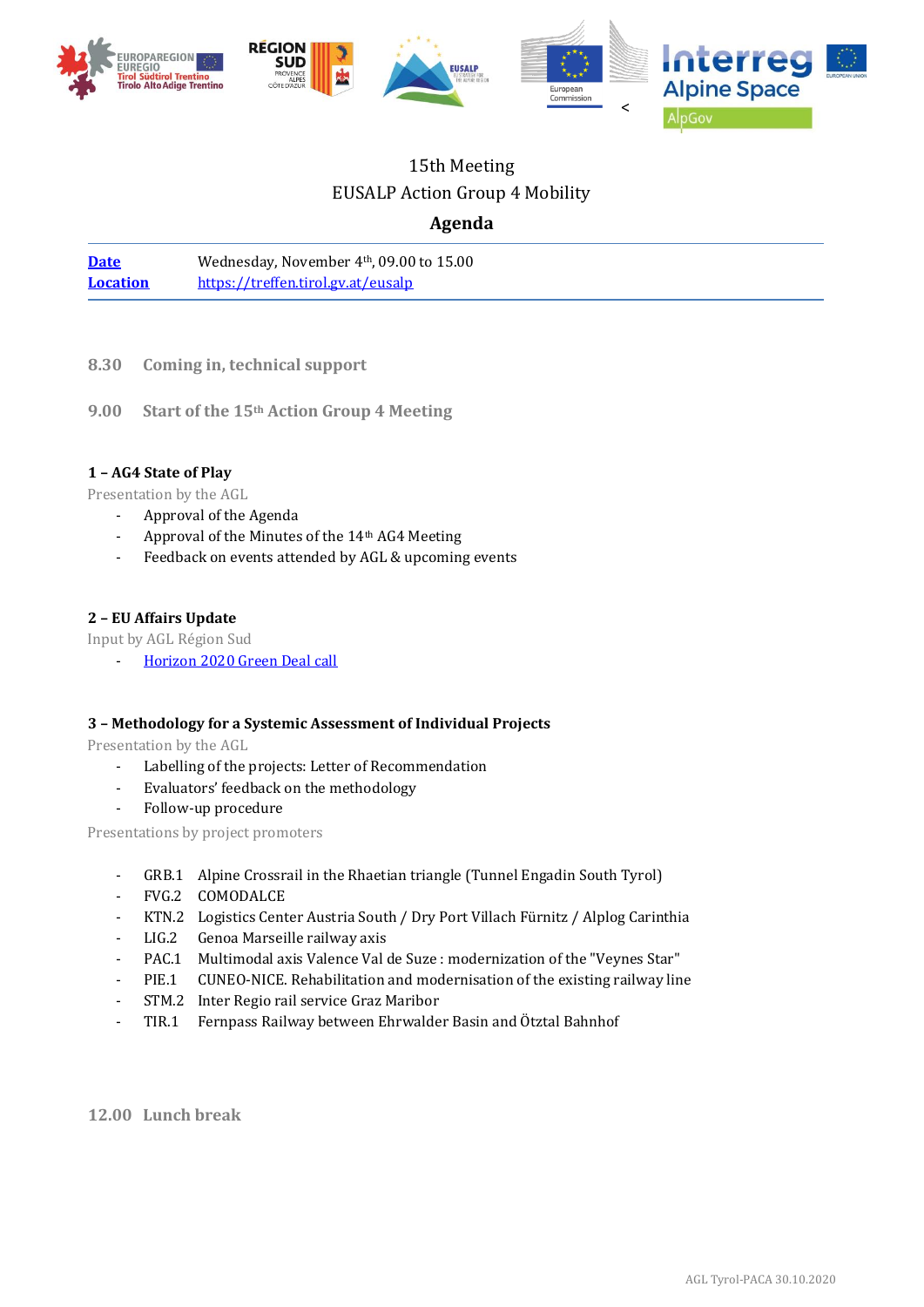15th Meeting

EUSALP Action Group 4 Mobility

## Agenda

| **Date** | Wednesday, November 4th, 09.00 to 15.00 |
|---|---|
| **Location** | https://treffen.tirol.gv.at/eusalp |

**8.30 Coming in, technical support**

**9.00 Start of the 15th Action Group 4 Meeting**

### 1 – AG4 State of Play

Presentation by the AGL

- Approval of the Agenda
- Approval of the Minutes of the 14th AG4 Meeting
- Feedback on events attended by AGL & upcoming events

### 2 – EU Affairs Update

Input by AGL Région Sud

- Horizon 2020 Green Deal call

### 3 – Methodology for a Systemic Assessment of Individual Projects

Presentation by the AGL

- Labelling of the projects: Letter of Recommendation
- Evaluators' feedback on the methodology
- Follow-up procedure

Presentations by project promoters

- GRB.1 Alpine Crossrail in the Rhaetian triangle (Tunnel Engadin South Tyrol)
- FVG.2 COMODALCE
- KTN.2 Logistics Center Austria South / Dry Port Villach Fürnitz / Alplog Carinthia
- LIG.2 Genoa Marseille railway axis
- PAC.1 Multimodal axis Valence Val de Suze : modernization of the "Veynes Star"
- PIE.1 CUNEO-NICE. Rehabilitation and modernisation of the existing railway line
- STM.2 Inter Regio rail service Graz Maribor
- TIR.1 Fernpass Railway between Ehrwalder Basin and Ötztal Bahnhof

**12.00 Lunch break**

AGL Tyrol-PACA 30.10.2020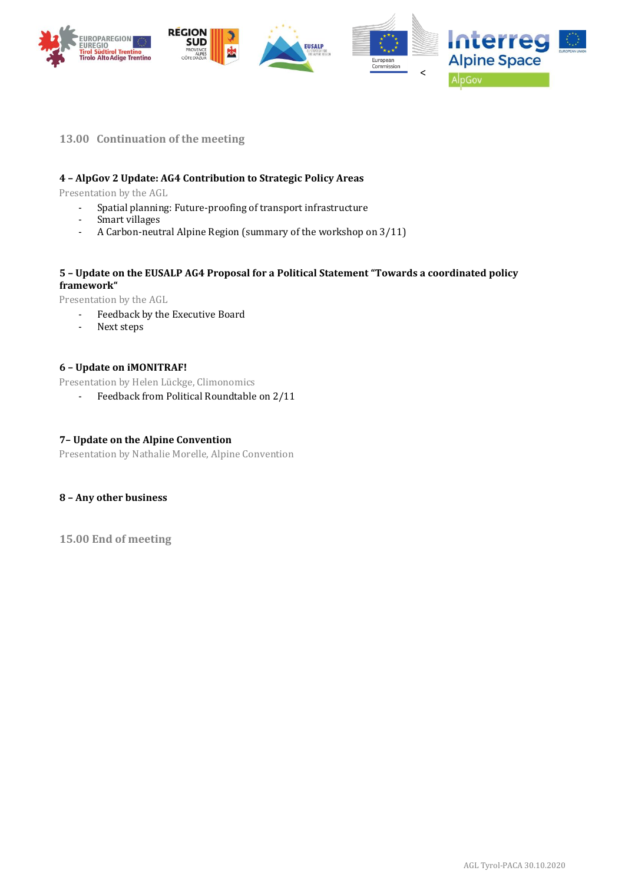**13.00 Continuation of the meeting**

**4 – AlpGov 2 Update: AG4 Contribution to Strategic Policy Areas**

Presentation by the AGL

- Spatial planning: Future-proofing of transport infrastructure
- Smart villages
- A Carbon-neutral Alpine Region (summary of the workshop on 3/11)

**5 – Update on the EUSALP AG4 Proposal for a Political Statement "Towards a coordinated policy framework"**

Presentation by the AGL

- Feedback by the Executive Board
- Next steps

**6 – Update on iMONITRAF!**

Presentation by Helen Lückge, Climonomics

- Feedback from Political Roundtable on 2/11

**7– Update on the Alpine Convention**

Presentation by Nathalie Morelle, Alpine Convention

**8 – Any other business**

**15.00 End of meeting**